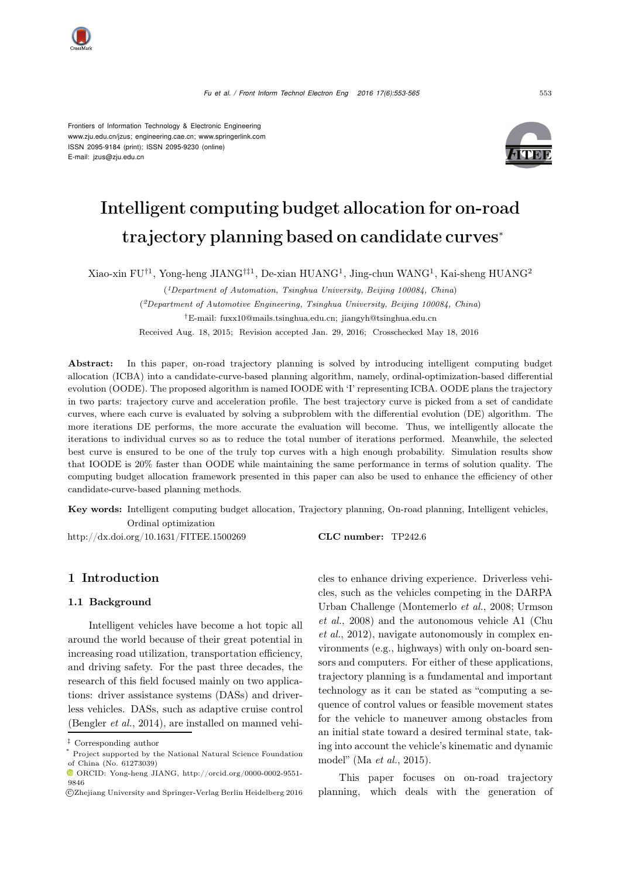Frontiers of Information Technology & Electronic Engineering
www.zju.edu.cn/jzus; engineering.cae.cn; www.springerlink.com
ISSN 2095-9184 (print); ISSN 2095-9230 (online)
E-mail: jzus@zju.edu.cn

# Intelligent computing budget allocation for on-road trajectory planning based on candidate curves*

Xiao-xin FU[†1], Yong-heng JIANG[†‡1], De-xian HUANG[1], Jing-chun WANG[1], Kai-sheng HUANG[2]

([1]Department of Automation, Tsinghua University, Beijing 100084, China)

([2]Department of Automotive Engineering, Tsinghua University, Beijing 100084, China)

[†]E-mail: fuxx10@mails.tsinghua.edu.cn; jiangyh@tsinghua.edu.cn

Received Aug. 18, 2015; Revision accepted Jan. 29, 2016; Crosschecked May 18, 2016

**Abstract:** In this paper, on-road trajectory planning is solved by introducing intelligent computing budget allocation (ICBA) into a candidate-curve-based planning algorithm, namely, ordinal-optimization-based differential evolution (OODE). The proposed algorithm is named IOODE with 'I' representing ICBA. OODE plans the trajectory in two parts: trajectory curve and acceleration profile. The best trajectory curve is picked from a set of candidate curves, where each curve is evaluated by solving a subproblem with the differential evolution (DE) algorithm. The more iterations DE performs, the more accurate the evaluation will become. Thus, we intelligently allocate the iterations to individual curves so as to reduce the total number of iterations performed. Meanwhile, the selected best curve is ensured to be one of the truly top curves with a high enough probability. Simulation results show that IOODE is 20% faster than OODE while maintaining the same performance in terms of solution quality. The computing budget allocation framework presented in this paper can also be used to enhance the efficiency of other candidate-curve-based planning methods.

**Key words:** Intelligent computing budget allocation, Trajectory planning, On-road planning, Intelligent vehicles, Ordinal optimization

http://dx.doi.org/10.1631/FITEE.1500269 **CLC number:** TP242.6

## 1 Introduction

### 1.1 Background

Intelligent vehicles have become a hot topic all around the world because of their great potential in increasing road utilization, transportation efficiency, and driving safety. For the past three decades, the research of this field focused mainly on two applications: driver assistance systems (DASs) and driverless vehicles. DASs, such as adaptive cruise control (Bengler *et al.*, 2014), are installed on manned vehicles to enhance driving experience. Driverless vehicles, such as the vehicles competing in the DARPA Urban Challenge (Montemerlo *et al.*, 2008; Urmson *et al.*, 2008) and the autonomous vehicle A1 (Chu *et al.*, 2012), navigate autonomously in complex environments (e.g., highways) with only on-board sensors and computers. For either of these applications, trajectory planning is a fundamental and important technology as it can be stated as "computing a sequence of control values or feasible movement states for the vehicle to maneuver among obstacles from an initial state toward a desired terminal state, taking into account the vehicle's kinematic and dynamic model" (Ma *et al.*, 2015).

This paper focuses on on-road trajectory planning, which deals with the generation of

---

[‡] Corresponding author

[*] Project supported by the National Natural Science Foundation of China (No. 61273039)

ORCID: Yong-heng JIANG, http://orcid.org/0000-0002-9551-9846

©Zhejiang University and Springer-Verlag Berlin Heidelberg 2016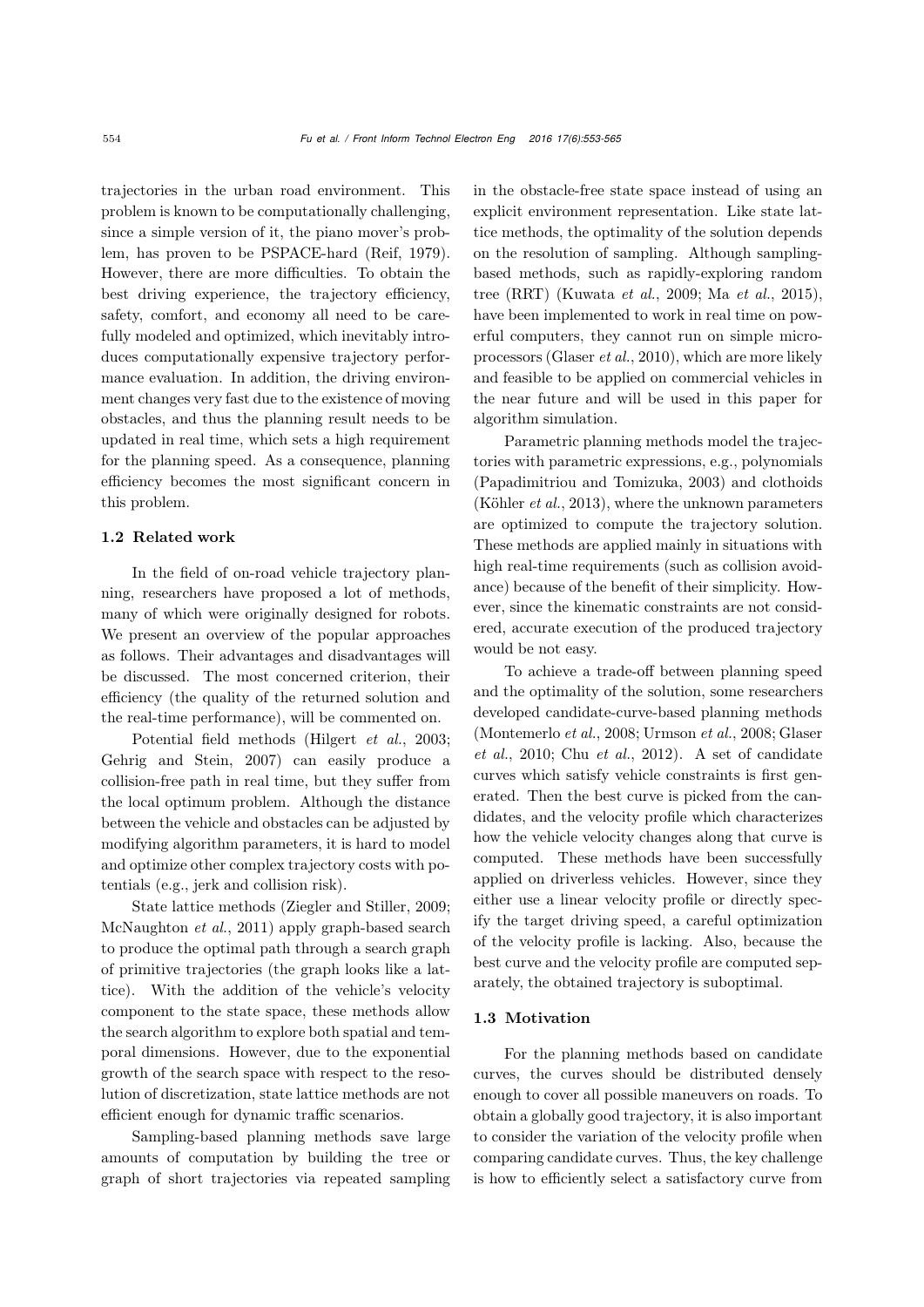trajectories in the urban road environment. This problem is known to be computationally challenging, since a simple version of it, the piano mover's problem, has proven to be PSPACE-hard (Reif, 1979). However, there are more difficulties. To obtain the best driving experience, the trajectory efficiency, safety, comfort, and economy all need to be carefully modeled and optimized, which inevitably introduces computationally expensive trajectory performance evaluation. In addition, the driving environment changes very fast due to the existence of moving obstacles, and thus the planning result needs to be updated in real time, which sets a high requirement for the planning speed. As a consequence, planning efficiency becomes the most significant concern in this problem.

### 1.2 Related work

In the field of on-road vehicle trajectory planning, researchers have proposed a lot of methods, many of which were originally designed for robots. We present an overview of the popular approaches as follows. Their advantages and disadvantages will be discussed. The most concerned criterion, their efficiency (the quality of the returned solution and the real-time performance), will be commented on.

Potential field methods (Hilgert *et al.*, 2003; Gehrig and Stein, 2007) can easily produce a collision-free path in real time, but they suffer from the local optimum problem. Although the distance between the vehicle and obstacles can be adjusted by modifying algorithm parameters, it is hard to model and optimize other complex trajectory costs with potentials (e.g., jerk and collision risk).

State lattice methods (Ziegler and Stiller, 2009; McNaughton *et al.*, 2011) apply graph-based search to produce the optimal path through a search graph of primitive trajectories (the graph looks like a lattice). With the addition of the vehicle's velocity component to the state space, these methods allow the search algorithm to explore both spatial and temporal dimensions. However, due to the exponential growth of the search space with respect to the resolution of discretization, state lattice methods are not efficient enough for dynamic traffic scenarios.

Sampling-based planning methods save large amounts of computation by building the tree or graph of short trajectories via repeated sampling in the obstacle-free state space instead of using an explicit environment representation. Like state lattice methods, the optimality of the solution depends on the resolution of sampling. Although sampling-based methods, such as rapidly-exploring random tree (RRT) (Kuwata *et al.*, 2009; Ma *et al.*, 2015), have been implemented to work in real time on powerful computers, they cannot run on simple microprocessors (Glaser *et al.*, 2010), which are more likely and feasible to be applied on commercial vehicles in the near future and will be used in this paper for algorithm simulation.

Parametric planning methods model the trajectories with parametric expressions, e.g., polynomials (Papadimitriou and Tomizuka, 2003) and clothoids (Köhler *et al.*, 2013), where the unknown parameters are optimized to compute the trajectory solution. These methods are applied mainly in situations with high real-time requirements (such as collision avoidance) because of the benefit of their simplicity. However, since the kinematic constraints are not considered, accurate execution of the produced trajectory would be not easy.

To achieve a trade-off between planning speed and the optimality of the solution, some researchers developed candidate-curve-based planning methods (Montemerlo *et al.*, 2008; Urmson *et al.*, 2008; Glaser *et al.*, 2010; Chu *et al.*, 2012). A set of candidate curves which satisfy vehicle constraints is first generated. Then the best curve is picked from the candidates, and the velocity profile which characterizes how the vehicle velocity changes along that curve is computed. These methods have been successfully applied on driverless vehicles. However, since they either use a linear velocity profile or directly specify the target driving speed, a careful optimization of the velocity profile is lacking. Also, because the best curve and the velocity profile are computed separately, the obtained trajectory is suboptimal.

### 1.3 Motivation

For the planning methods based on candidate curves, the curves should be distributed densely enough to cover all possible maneuvers on roads. To obtain a globally good trajectory, it is also important to consider the variation of the velocity profile when comparing candidate curves. Thus, the key challenge is how to efficiently select a satisfactory curve from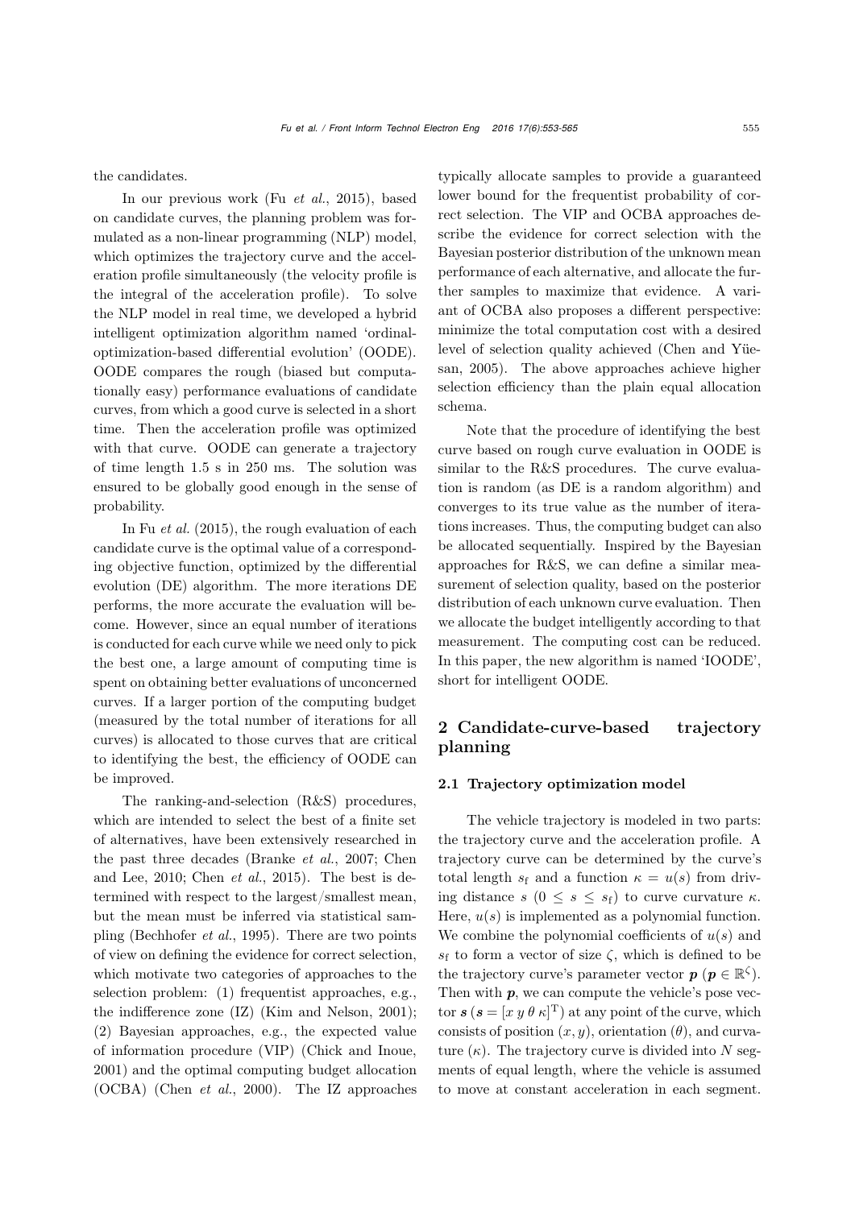the candidates.

In our previous work (Fu *et al.*, 2015), based on candidate curves, the planning problem was formulated as a non-linear programming (NLP) model, which optimizes the trajectory curve and the acceleration profile simultaneously (the velocity profile is the integral of the acceleration profile). To solve the NLP model in real time, we developed a hybrid intelligent optimization algorithm named 'ordinal-optimization-based differential evolution' (OODE). OODE compares the rough (biased but computationally easy) performance evaluations of candidate curves, from which a good curve is selected in a short time. Then the acceleration profile was optimized with that curve. OODE can generate a trajectory of time length 1.5 s in 250 ms. The solution was ensured to be globally good enough in the sense of probability.

In Fu *et al.* (2015), the rough evaluation of each candidate curve is the optimal value of a corresponding objective function, optimized by the differential evolution (DE) algorithm. The more iterations DE performs, the more accurate the evaluation will become. However, since an equal number of iterations is conducted for each curve while we need only to pick the best one, a large amount of computing time is spent on obtaining better evaluations of unconcerned curves. If a larger portion of the computing budget (measured by the total number of iterations for all curves) is allocated to those curves that are critical to identifying the best, the efficiency of OODE can be improved.

The ranking-and-selection (R&S) procedures, which are intended to select the best of a finite set of alternatives, have been extensively researched in the past three decades (Branke *et al.*, 2007; Chen and Lee, 2010; Chen *et al.*, 2015). The best is determined with respect to the largest/smallest mean, but the mean must be inferred via statistical sampling (Bechhofer *et al.*, 1995). There are two points of view on defining the evidence for correct selection, which motivate two categories of approaches to the selection problem: (1) frequentist approaches, e.g., the indifference zone (IZ) (Kim and Nelson, 2001); (2) Bayesian approaches, e.g., the expected value of information procedure (VIP) (Chick and Inoue, 2001) and the optimal computing budget allocation (OCBA) (Chen *et al.*, 2000). The IZ approaches typically allocate samples to provide a guaranteed lower bound for the frequentist probability of correct selection. The VIP and OCBA approaches describe the evidence for correct selection with the Bayesian posterior distribution of the unknown mean performance of each alternative, and allocate the further samples to maximize that evidence. A variant of OCBA also proposes a different perspective: minimize the total computation cost with a desired level of selection quality achieved (Chen and Yüesan, 2005). The above approaches achieve higher selection efficiency than the plain equal allocation schema.

Note that the procedure of identifying the best curve based on rough curve evaluation in OODE is similar to the R&S procedures. The curve evaluation is random (as DE is a random algorithm) and converges to its true value as the number of iterations increases. Thus, the computing budget can also be allocated sequentially. Inspired by the Bayesian approaches for R&S, we can define a similar measurement of selection quality, based on the posterior distribution of each unknown curve evaluation. Then we allocate the budget intelligently according to that measurement. The computing cost can be reduced. In this paper, the new algorithm is named 'IOODE', short for intelligent OODE.

## 2 Candidate-curve-based trajectory planning

### 2.1 Trajectory optimization model

The vehicle trajectory is modeled in two parts: the trajectory curve and the acceleration profile. A trajectory curve can be determined by the curve's total length $s_\text{f}$ and a function $\kappa = u(s)$ from driving distance $s$ ($0 \leq s \leq s_\text{f}$) to curve curvature $\kappa$. Here, $u(s)$ is implemented as a polynomial function. We combine the polynomial coefficients of $u(s)$ and $s_\text{f}$ to form a vector of size $\zeta$, which is defined to be the trajectory curve's parameter vector $\boldsymbol{p}$ ($\boldsymbol{p} \in \mathbb{R}^\zeta$). Then with $\boldsymbol{p}$, we can compute the vehicle's pose vector $\boldsymbol{s}$ ($\boldsymbol{s} = [x\ y\ \theta\ \kappa]^\text{T}$) at any point of the curve, which consists of position $(x, y)$, orientation $(\theta)$, and curvature $(\kappa)$. The trajectory curve is divided into $N$ segments of equal length, where the vehicle is assumed to move at constant acceleration in each segment.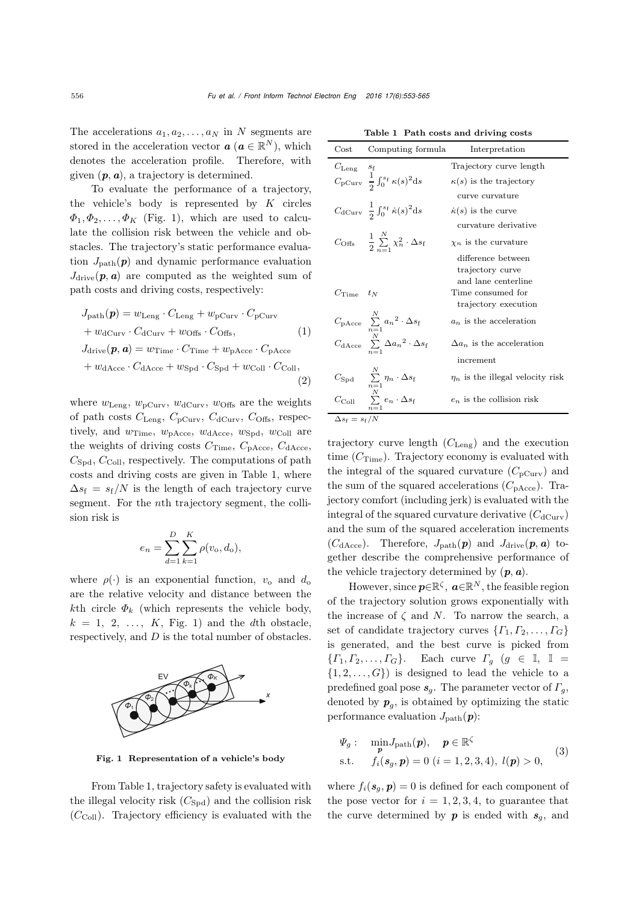The accelerations $a_1, a_2, \ldots, a_N$ in $N$ segments are stored in the acceleration vector $\boldsymbol{a}$ ($\boldsymbol{a} \in \mathbb{R}^N$), which denotes the acceleration profile. Therefore, with given $(\boldsymbol{p}, \boldsymbol{a})$, a trajectory is determined.

To evaluate the performance of a trajectory, the vehicle's body is represented by $K$ circles $\Phi_1, \Phi_2, \ldots, \Phi_K$ (Fig. 1), which are used to calculate the collision risk between the vehicle and obstacles. The trajectory's static performance evaluation $J_{\text{path}}(\boldsymbol{p})$ and dynamic performance evaluation $J_{\text{drive}}(\boldsymbol{p}, \boldsymbol{a})$ are computed as the weighted sum of path costs and driving costs, respectively:

$$J_{\text{path}}(\boldsymbol{p}) = w_{\text{Leng}} \cdot C_{\text{Leng}} + w_{\text{pCurv}} \cdot C_{\text{pCurv}} + w_{\text{dCurv}} \cdot C_{\text{dCurv}} + w_{\text{Offs}} \cdot C_{\text{Offs}}, \tag{1}$$

$$J_{\text{drive}}(\boldsymbol{p}, \boldsymbol{a}) = w_{\text{Time}} \cdot C_{\text{Time}} + w_{\text{pAcce}} \cdot C_{\text{pAcce}} + w_{\text{dAcce}} \cdot C_{\text{dAcce}} + w_{\text{Spd}} \cdot C_{\text{Spd}} + w_{\text{Coll}} \cdot C_{\text{Coll}}, \tag{2}$$

where $w_{\text{Leng}}$, $w_{\text{pCurv}}$, $w_{\text{dCurv}}$, $w_{\text{Offs}}$ are the weights of path costs $C_{\text{Leng}}$, $C_{\text{pCurv}}$, $C_{\text{dCurv}}$, $C_{\text{Offs}}$, respectively, and $w_{\text{Time}}$, $w_{\text{pAcce}}$, $w_{\text{dAcce}}$, $w_{\text{Spd}}$, $w_{\text{Coll}}$ are the weights of driving costs $C_{\text{Time}}$, $C_{\text{pAcce}}$, $C_{\text{dAcce}}$, $C_{\text{Spd}}$, $C_{\text{Coll}}$, respectively. The computations of path costs and driving costs are given in Table 1, where $\Delta s_{\text{f}} = s_{\text{f}}/N$ is the length of each trajectory curve segment. For the $n$th trajectory segment, the collision risk is

$$e_n = \sum_{d=1}^{D} \sum_{k=1}^{K} \rho(v_{\text{o}}, d_{\text{o}}),$$

where $\rho(\cdot)$ is an exponential function, $v_{\text{o}}$ and $d_{\text{o}}$ are the relative velocity and distance between the $k$th circle $\Phi_k$ (which represents the vehicle body, $k = 1, 2, \ldots, K$, Fig. 1) and the $d$th obstacle, respectively, and $D$ is the total number of obstacles.

**Fig. 1 Representation of a vehicle's body**

From Table 1, trajectory safety is evaluated with the illegal velocity risk ($C_{\text{Spd}}$) and the collision risk ($C_{\text{Coll}}$). Trajectory efficiency is evaluated with the trajectory curve length ($C_{\text{Leng}}$) and the execution time ($C_{\text{Time}}$). Trajectory economy is evaluated with the integral of the squared curvature ($C_{\text{pCurv}}$) and the sum of the squared accelerations ($C_{\text{pAcce}}$). Trajectory comfort (including jerk) is evaluated with the integral of the squared curvature derivative ($C_{\text{dCurv}}$) and the sum of the squared acceleration increments ($C_{\text{dAcce}}$). Therefore, $J_{\text{path}}(\boldsymbol{p})$ and $J_{\text{drive}}(\boldsymbol{p}, \boldsymbol{a})$ together describe the comprehensive performance of the vehicle trajectory determined by $(\boldsymbol{p}, \boldsymbol{a})$.

**Table 1 Path costs and driving costs**

| Cost | Computing formula | Interpretation |
|---|---|---|
| $C_{\text{Leng}}$ | $s_{\text{f}}$ | Trajectory curve length |
| $C_{\text{pCurv}}$ | $\frac{1}{2}\int_0^{s_{\text{f}}} \kappa(s)^2 \text{d}s$ | $\kappa(s)$ is the trajectory curve curvature |
| $C_{\text{dCurv}}$ | $\frac{1}{2}\int_0^{s_{\text{f}}} \dot{\kappa}(s)^2 \text{d}s$ | $\dot{\kappa}(s)$ is the curve curvature derivative |
| $C_{\text{Offs}}$ | $\frac{1}{2}\sum_{n=1}^{N} \chi_n^2 \cdot \Delta s_{\text{f}}$ | $\chi_n$ is the curvature difference between trajectory curve and lane centerline |
| $C_{\text{Time}}$ | $t_N$ | Time consumed for trajectory execution |
| $C_{\text{pAcce}}$ | $\sum_{n=1}^{N} {a_n}^2 \cdot \Delta s_{\text{f}}$ | $a_n$ is the acceleration |
| $C_{\text{dAcce}}$ | $\sum_{n=1}^{N} \Delta {a_n}^2 \cdot \Delta s_{\text{f}}$ | $\Delta a_n$ is the acceleration increment |
| $C_{\text{Spd}}$ | $\sum_{n=1}^{N} \eta_n \cdot \Delta s_{\text{f}}$ | $\eta_n$ is the illegal velocity risk |
| $C_{\text{Coll}}$ | $\sum_{n=1}^{N} e_n \cdot \Delta s_{\text{f}}$ | $e_n$ is the collision risk |

$\Delta s_{\text{f}} = s_{\text{f}}/N$

However, since $\boldsymbol{p} \in \mathbb{R}^\zeta$, $\boldsymbol{a} \in \mathbb{R}^N$, the feasible region of the trajectory solution grows exponentially with the increase of $\zeta$ and $N$. To narrow the search, a set of candidate trajectory curves $\{\Gamma_1, \Gamma_2, \ldots, \Gamma_G\}$ is generated, and the best curve is picked from $\{\Gamma_1, \Gamma_2, \ldots, \Gamma_G\}$. Each curve $\Gamma_g$ ($g \in \mathbb{I}$, $\mathbb{I} = \{1, 2, \ldots, G\}$) is designed to lead the vehicle to a predefined goal pose $\boldsymbol{s}_g$. The parameter vector of $\Gamma_g$, denoted by $\boldsymbol{p}_g$, is obtained by optimizing the static performance evaluation $J_{\text{path}}(\boldsymbol{p})$:

$$\begin{aligned} \Psi_g: \quad & \min_{\boldsymbol{p}} J_{\text{path}}(\boldsymbol{p}), \quad \boldsymbol{p} \in \mathbb{R}^\zeta \\ \text{s.t.} \quad & f_i(\boldsymbol{s}_g, \boldsymbol{p}) = 0 \ (i = 1, 2, 3, 4), \ l(\boldsymbol{p}) > 0, \end{aligned} \tag{3}$$

where $f_i(\boldsymbol{s}_g, \boldsymbol{p}) = 0$ is defined for each component of the pose vector for $i = 1, 2, 3, 4$, to guarantee that the curve determined by $\boldsymbol{p}$ is ended with $\boldsymbol{s}_g$, and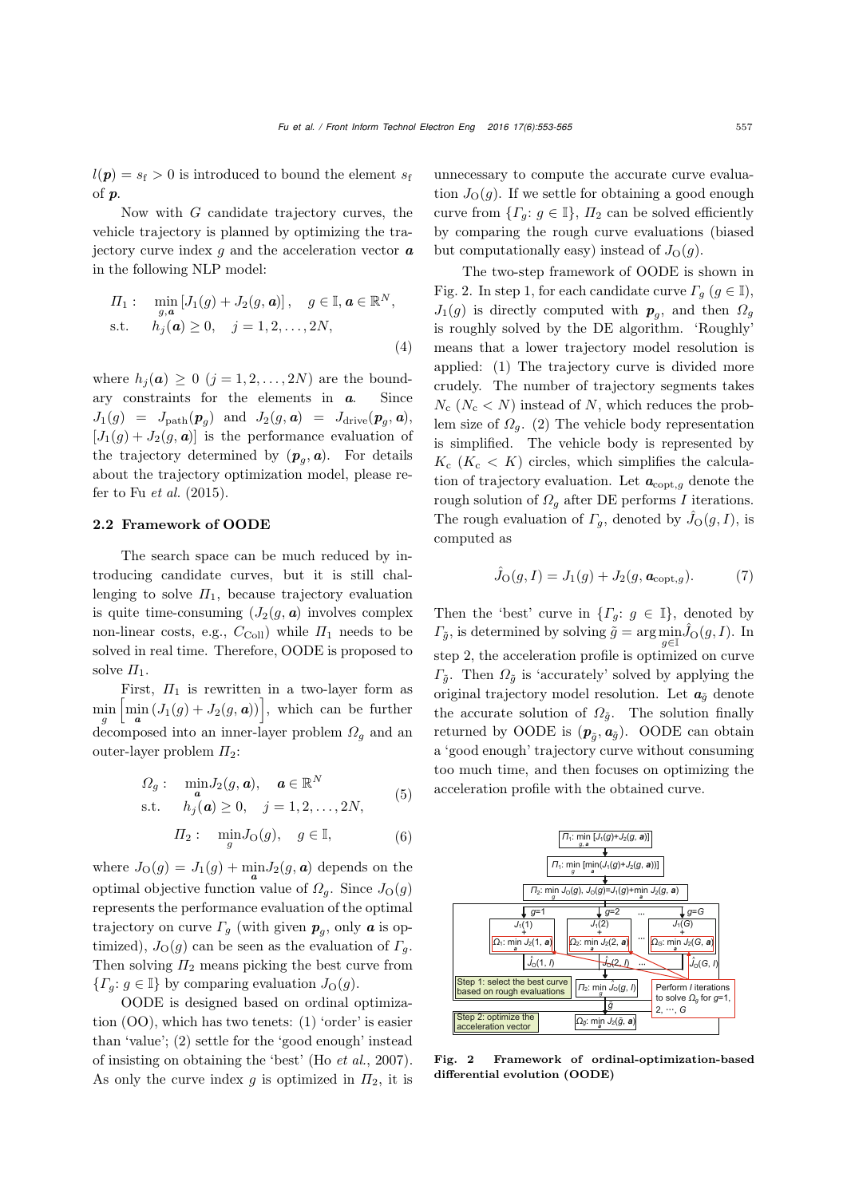$l(\boldsymbol{p}) = s_{\mathrm{f}} > 0$ is introduced to bound the element $s_{\mathrm{f}}$ of $\boldsymbol{p}$.

Now with $G$ candidate trajectory curves, the vehicle trajectory is planned by optimizing the trajectory curve index $g$ and the acceleration vector $\boldsymbol{a}$ in the following NLP model:

$$\begin{aligned} \mathit{\Pi}_1: \quad & \min_{g,\boldsymbol{a}} \left[J_1(g) + J_2(g, \boldsymbol{a})\right], \quad g \in \mathbb{I}, \boldsymbol{a} \in \mathbb{R}^N, \\ \text{s.t.} \quad & h_j(\boldsymbol{a}) \geq 0, \quad j = 1, 2, \ldots, 2N, \end{aligned} \tag{4}$$

where $h_j(\boldsymbol{a}) \geq 0$ $(j = 1, 2, \ldots, 2N)$ are the boundary constraints for the elements in $\boldsymbol{a}$. Since $J_1(g) = J_{\text{path}}(\boldsymbol{p}_g)$ and $J_2(g, \boldsymbol{a}) = J_{\text{drive}}(\boldsymbol{p}_g, \boldsymbol{a})$, $[J_1(g) + J_2(g, \boldsymbol{a})]$ is the performance evaluation of the trajectory determined by $(\boldsymbol{p}_g, \boldsymbol{a})$. For details about the trajectory optimization model, please refer to Fu *et al.* (2015).

### 2.2 Framework of OODE

The search space can be much reduced by introducing candidate curves, but it is still challenging to solve $\mathit{\Pi}_1$, because trajectory evaluation is quite time-consuming ($J_2(g, \boldsymbol{a})$ involves complex non-linear costs, e.g., $C_{\text{Coll}}$) while $\mathit{\Pi}_1$ needs to be solved in real time. Therefore, OODE is proposed to solve $\mathit{\Pi}_1$.

First, $\mathit{\Pi}_1$ is rewritten in a two-layer form as $\min\limits_{g} \left[\min\limits_{\boldsymbol{a}} \left(J_1(g) + J_2(g, \boldsymbol{a})\right)\right]$, which can be further decomposed into an inner-layer problem $\mathit{\Omega}_g$ and an outer-layer problem $\mathit{\Pi}_2$:

$$\begin{aligned} \mathit{\Omega}_g: \quad & \min_{\boldsymbol{a}} J_2(g, \boldsymbol{a}), \quad \boldsymbol{a} \in \mathbb{R}^N \\ \text{s.t.} \quad & h_j(\boldsymbol{a}) \geq 0, \quad j = 1, 2, \ldots, 2N, \end{aligned} \tag{5}$$

$$\mathit{\Pi}_2: \quad \min_{g} J_{\text{O}}(g), \quad g \in \mathbb{I}, \tag{6}$$

where $J_{\text{O}}(g) = J_1(g) + \min\limits_{\boldsymbol{a}} J_2(g, \boldsymbol{a})$ depends on the optimal objective function value of $\mathit{\Omega}_g$. Since $J_{\text{O}}(g)$ represents the performance evaluation of the optimal trajectory on curve $\mathit{\Gamma}_g$ (with given $\boldsymbol{p}_g$, only $\boldsymbol{a}$ is optimized), $J_{\text{O}}(g)$ can be seen as the evaluation of $\mathit{\Gamma}_g$. Then solving $\mathit{\Pi}_2$ means picking the best curve from $\{\mathit{\Gamma}_g: g \in \mathbb{I}\}$ by comparing evaluation $J_{\text{O}}(g)$.

OODE is designed based on ordinal optimization (OO), which has two tenets: (1) 'order' is easier than 'value'; (2) settle for the 'good enough' instead of insisting on obtaining the 'best' (Ho *et al.*, 2007). As only the curve index $g$ is optimized in $\mathit{\Pi}_2$, it is unnecessary to compute the accurate curve evaluation $J_{\text{O}}(g)$. If we settle for obtaining a good enough curve from $\{\mathit{\Gamma}_g: g \in \mathbb{I}\}$, $\mathit{\Pi}_2$ can be solved efficiently by comparing the rough curve evaluations (biased but computationally easy) instead of $J_{\text{O}}(g)$.

The two-step framework of OODE is shown in Fig. 2. In step 1, for each candidate curve $\mathit{\Gamma}_g$ $(g \in \mathbb{I})$, $J_1(g)$ is directly computed with $\boldsymbol{p}_g$, and then $\mathit{\Omega}_g$ is roughly solved by the DE algorithm. 'Roughly' means that a lower trajectory model resolution is applied: (1) The trajectory curve is divided more crudely. The number of trajectory segments takes $N_{\text{c}}$ ($N_{\text{c}} < N$) instead of $N$, which reduces the problem size of $\mathit{\Omega}_g$. (2) The vehicle body representation is simplified. The vehicle body is represented by $K_{\text{c}}$ ($K_{\text{c}} < K$) circles, which simplifies the calculation of trajectory evaluation. Let $\boldsymbol{a}_{\text{copt},g}$ denote the rough solution of $\mathit{\Omega}_g$ after DE performs $I$ iterations. The rough evaluation of $\mathit{\Gamma}_g$, denoted by $\hat{J}_{\text{O}}(g, I)$, is computed as

$$\hat{J}_{\text{O}}(g, I) = J_1(g) + J_2(g, \boldsymbol{a}_{\text{copt},g}). \tag{7}$$

Then the 'best' curve in $\{\mathit{\Gamma}_g: g \in \mathbb{I}\}$, denoted by $\mathit{\Gamma}_{\tilde{g}}$, is determined by solving $\tilde{g} = \arg\min\limits_{g \in \mathbb{I}} \hat{J}_{\text{O}}(g, I)$. In step 2, the acceleration profile is optimized on curve $\mathit{\Gamma}_{\tilde{g}}$. Then $\mathit{\Omega}_{\tilde{g}}$ is 'accurately' solved by applying the original trajectory model resolution. Let $\boldsymbol{a}_{\tilde{g}}$ denote the accurate solution of $\mathit{\Omega}_{\tilde{g}}$. The solution finally returned by OODE is $(\boldsymbol{p}_{\tilde{g}}, \boldsymbol{a}_{\tilde{g}})$. OODE can obtain a 'good enough' trajectory curve without consuming too much time, and then focuses on optimizing the acceleration profile with the obtained curve.

**Fig. 2 Framework of ordinal-optimization-based differential evolution (OODE)**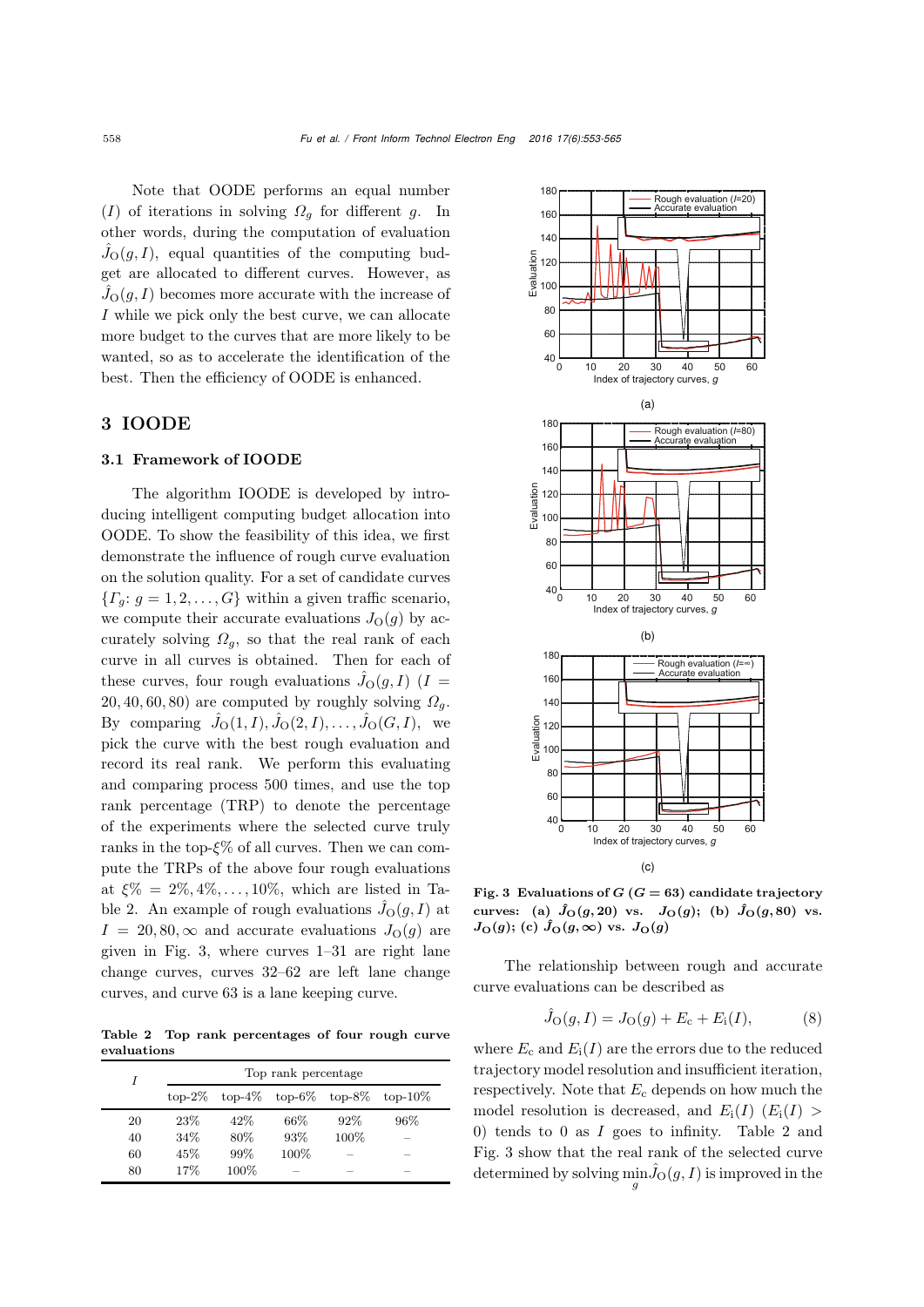Note that OODE performs an equal number ($I$) of iterations in solving $\Omega_g$ for different $g$. In other words, during the computation of evaluation $\hat{J}_{\text{O}}(g, I)$, equal quantities of the computing budget are allocated to different curves. However, as $\hat{J}_{\text{O}}(g, I)$ becomes more accurate with the increase of $I$ while we pick only the best curve, we can allocate more budget to the curves that are more likely to be wanted, so as to accelerate the identification of the best. Then the efficiency of OODE is enhanced.

## 3 IOODE

### 3.1 Framework of IOODE

The algorithm IOODE is developed by introducing intelligent computing budget allocation into OODE. To show the feasibility of this idea, we first demonstrate the influence of rough curve evaluation on the solution quality. For a set of candidate curves $\{\Gamma_g\text{: } g = 1, 2, \ldots, G\}$ within a given traffic scenario, we compute their accurate evaluations $J_{\text{O}}(g)$ by accurately solving $\Omega_g$, so that the real rank of each curve in all curves is obtained. Then for each of these curves, four rough evaluations $\hat{J}_{\text{O}}(g, I)$ ($I = 20, 40, 60, 80$) are computed by roughly solving $\Omega_g$. By comparing $\hat{J}_{\text{O}}(1, I), \hat{J}_{\text{O}}(2, I), \ldots, \hat{J}_{\text{O}}(G, I)$, we pick the curve with the best rough evaluation and record its real rank. We perform this evaluating and comparing process 500 times, and use the top rank percentage (TRP) to denote the percentage of the experiments where the selected curve truly ranks in the top-$\xi$% of all curves. Then we can compute the TRPs of the above four rough evaluations at $\xi\% = 2\%, 4\%, \ldots, 10\%$, which are listed in Table 2. An example of rough evaluations $\hat{J}_{\text{O}}(g, I)$ at $I = 20, 80, \infty$ and accurate evaluations $J_{\text{O}}(g)$ are given in Fig. 3, where curves 1–31 are right lane change curves, curves 32–62 are left lane change curves, and curve 63 is a lane keeping curve.

**Table 2 Top rank percentages of four rough curve evaluations**

| $I$ | Top rank percentage | | | | |
|---|---|---|---|---|---|
| | top-2% | top-4% | top-6% | top-8% | top-10% |
| 20 | 23% | 42% | 66% | 92% | 96% |
| 40 | 34% | 80% | 93% | 100% | – |
| 60 | 45% | 99% | 100% | – | – |
| 80 | 17% | 100% | – | – | – |

**Fig. 3 Evaluations of $G$ ($G = 63$) candidate trajectory curves: (a) $\hat{J}_{\text{O}}(g, 20)$ vs. $J_{\text{O}}(g)$; (b) $\hat{J}_{\text{O}}(g, 80)$ vs. $J_{\text{O}}(g)$; (c) $\hat{J}_{\text{O}}(g, \infty)$ vs. $J_{\text{O}}(g)$**

The relationship between rough and accurate curve evaluations can be described as

$$\hat{J}_{\text{O}}(g, I) = J_{\text{O}}(g) + E_{\text{c}} + E_{\text{i}}(I), \tag{8}$$

where $E_{\text{c}}$ and $E_{\text{i}}(I)$ are the errors due to the reduced trajectory model resolution and insufficient iteration, respectively. Note that $E_{\text{c}}$ depends on how much the model resolution is decreased, and $E_{\text{i}}(I)$ ($E_{\text{i}}(I) > 0$) tends to 0 as $I$ goes to infinity. Table 2 and Fig. 3 show that the real rank of the selected curve determined by solving $\min_{g} \hat{J}_{\text{O}}(g, I)$ is improved in the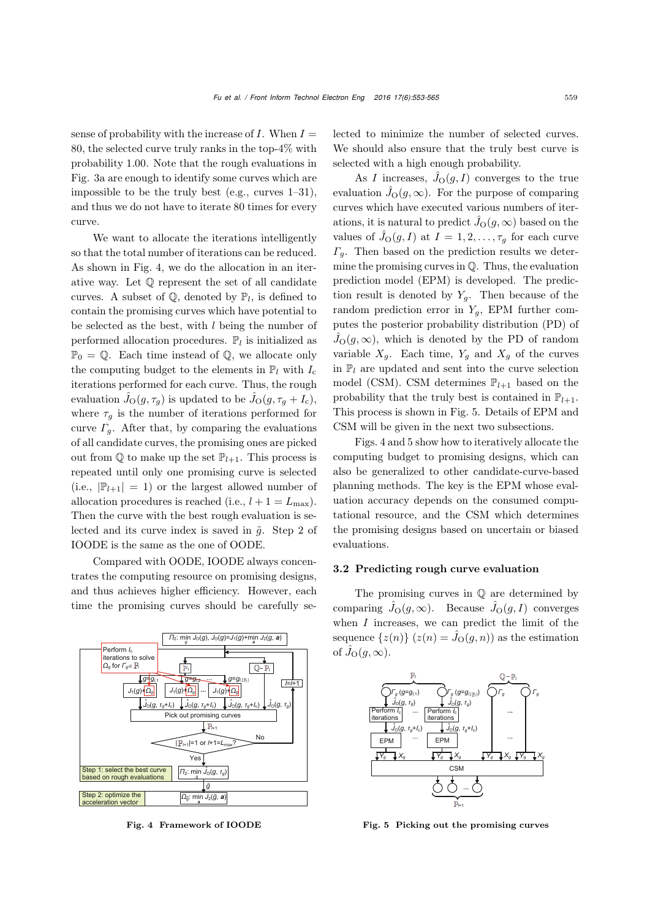sense of probability with the increase of $I$. When $I = 80$, the selected curve truly ranks in the top-4% with probability 1.00. Note that the rough evaluations in Fig. 3a are enough to identify some curves which are impossible to be the truly best (e.g., curves 1–31), and thus we do not have to iterate 80 times for every curve.

We want to allocate the iterations intelligently so that the total number of iterations can be reduced. As shown in Fig. 4, we do the allocation in an iterative way. Let $\mathbb{Q}$ represent the set of all candidate curves. A subset of $\mathbb{Q}$, denoted by $\mathbb{P}_l$, is defined to contain the promising curves which have potential to be selected as the best, with $l$ being the number of performed allocation procedures. $\mathbb{P}_l$ is initialized as $\mathbb{P}_0 = \mathbb{Q}$. Each time instead of $\mathbb{Q}$, we allocate only the computing budget to the elements in $\mathbb{P}_l$ with $I_c$ iterations performed for each curve. Thus, the rough evaluation $\hat{J}_O(g, \tau_g)$ is updated to be $\hat{J}_O(g, \tau_g + I_c)$, where $\tau_g$ is the number of iterations performed for curve $\Gamma_g$. After that, by comparing the evaluations of all candidate curves, the promising ones are picked out from $\mathbb{Q}$ to make up the set $\mathbb{P}_{l+1}$. This process is repeated until only one promising curve is selected (i.e., $|\mathbb{P}_{l+1}| = 1$) or the largest allowed number of allocation procedures is reached (i.e., $l + 1 = L_{\max}$). Then the curve with the best rough evaluation is selected and its curve index is saved in $\tilde{g}$. Step 2 of IOODE is the same as the one of OODE.

Compared with OODE, IOODE always concentrates the computing resource on promising designs, and thus achieves higher efficiency. However, each time the promising curves should be carefully selected to minimize the number of selected curves. We should also ensure that the truly best curve is selected with a high enough probability.

Fig. 4 Framework of IOODE

As $I$ increases, $\hat{J}_O(g, I)$ converges to the true evaluation $\hat{J}_O(g, \infty)$. For the purpose of comparing curves which have executed various numbers of iterations, it is natural to predict $\hat{J}_O(g, \infty)$ based on the values of $\hat{J}_O(g, I)$ at $I = 1, 2, \ldots, \tau_g$ for each curve $\Gamma_g$. Then based on the prediction results we determine the promising curves in $\mathbb{Q}$. Thus, the evaluation prediction model (EPM) is developed. The prediction result is denoted by $Y_g$. Then because of the random prediction error in $Y_g$, EPM further computes the posterior probability distribution (PD) of $\hat{J}_O(g, \infty)$, which is denoted by the PD of random variable $X_g$. Each time, $Y_g$ and $X_g$ of the curves in $\mathbb{P}_l$ are updated and sent into the curve selection model (CSM). CSM determines $\mathbb{P}_{l+1}$ based on the probability that the truly best is contained in $\mathbb{P}_{l+1}$. This process is shown in Fig. 5. Details of EPM and CSM will be given in the next two subsections.

Figs. 4 and 5 show how to iteratively allocate the computing budget to promising designs, which can also be generalized to other candidate-curve-based planning methods. The key is the EPM whose evaluation accuracy depends on the consumed computational resource, and the CSM which determines the promising designs based on uncertain or biased evaluations.

### 3.2 Predicting rough curve evaluation

The promising curves in $\mathbb{Q}$ are determined by comparing $\hat{J}_O(g, \infty)$. Because $\hat{J}_O(g, I)$ converges when $I$ increases, we can predict the limit of the sequence $\{z(n)\}$ $(z(n) = \hat{J}_O(g, n))$ as the estimation of $\hat{J}_O(g, \infty)$.

Fig. 5 Picking out the promising curves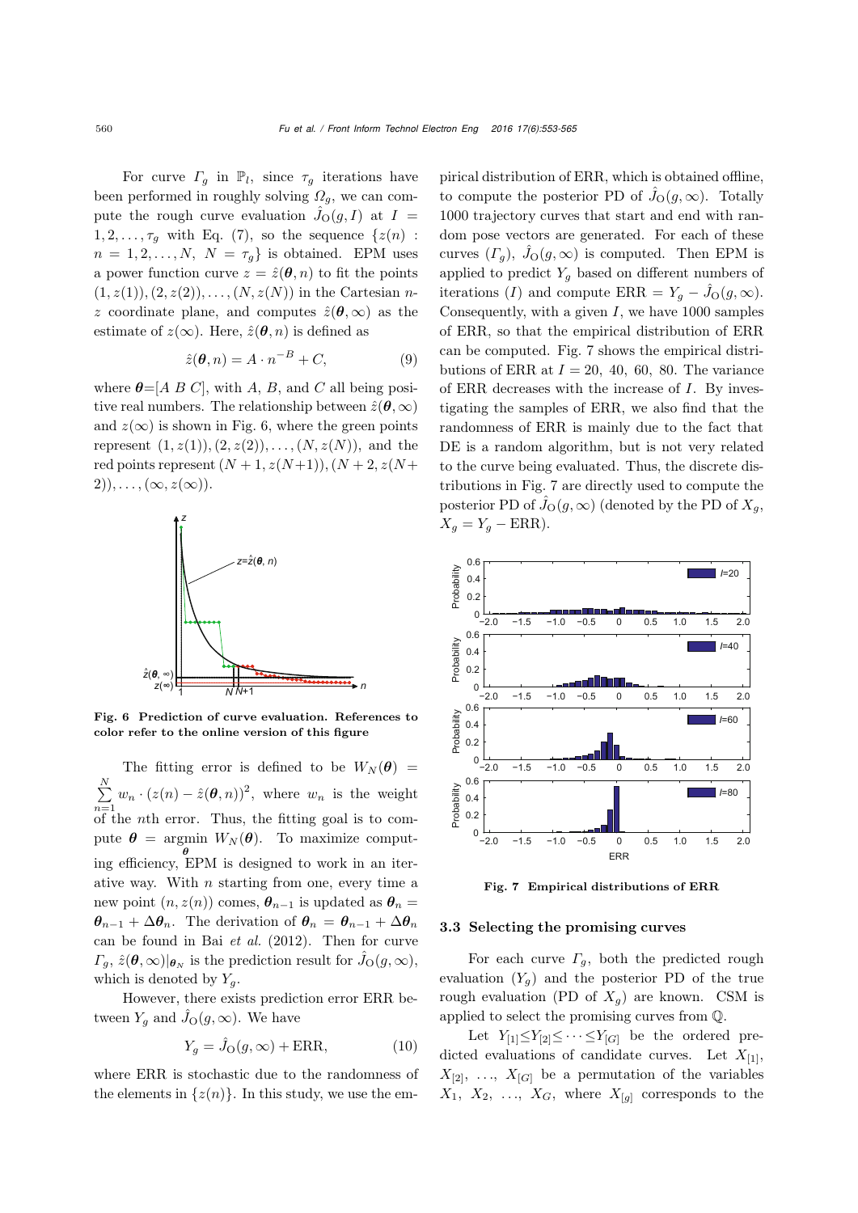For curve $\Gamma_g$ in $\mathbb{P}_l$, since $\tau_g$ iterations have been performed in roughly solving $\Omega_g$, we can compute the rough curve evaluation $\hat{J}_{\rm O}(g, I)$ at $I = 1, 2, \ldots, \tau_g$ with Eq. (7), so the sequence $\{z(n) : n = 1, 2, \ldots, N, \ N = \tau_g\}$ is obtained. EPM uses a power function curve $z = \hat{z}(\boldsymbol{\theta}, n)$ to fit the points $(1, z(1)), (2, z(2)), \ldots, (N, z(N))$ in the Cartesian $n$-$z$ coordinate plane, and computes $\hat{z}(\boldsymbol{\theta}, \infty)$ as the estimate of $z(\infty)$. Here, $\hat{z}(\boldsymbol{\theta}, n)$ is defined as

$$\hat{z}(\boldsymbol{\theta}, n) = A \cdot n^{-B} + C, \tag{9}$$

where $\boldsymbol{\theta}$=[$A$ $B$ $C$], with $A$, $B$, and $C$ all being positive real numbers. The relationship between $\hat{z}(\boldsymbol{\theta}, \infty)$ and $z(\infty)$ is shown in Fig. 6, where the green points represent $(1, z(1)), (2, z(2)), \ldots, (N, z(N))$, and the red points represent $(N+1, z(N+1)), (N+2, z(N+2)), \ldots, (\infty, z(\infty))$.

**Fig. 6 Prediction of curve evaluation. References to color refer to the online version of this figure**

The fitting error is defined to be $W_N(\boldsymbol{\theta}) = \sum_{n=1}^{N} w_n \cdot (z(n) - \hat{z}(\boldsymbol{\theta}, n))^2$, where $w_n$ is the weight of the $n$th error. Thus, the fitting goal is to compute $\boldsymbol{\theta} = \underset{\boldsymbol{\theta}}{\operatorname{argmin}}\ W_N(\boldsymbol{\theta})$. To maximize computing efficiency, EPM is designed to work in an iterative way. With $n$ starting from one, every time a new point $(n, z(n))$ comes, $\boldsymbol{\theta}_{n-1}$ is updated as $\boldsymbol{\theta}_n = \boldsymbol{\theta}_{n-1} + \Delta\boldsymbol{\theta}_n$. The derivation of $\boldsymbol{\theta}_n = \boldsymbol{\theta}_{n-1} + \Delta\boldsymbol{\theta}_n$ can be found in Bai *et al.* (2012). Then for curve $\Gamma_g$, $\hat{z}(\boldsymbol{\theta}, \infty)|_{\boldsymbol{\theta}_N}$ is the prediction result for $\hat{J}_{\rm O}(g, \infty)$, which is denoted by $Y_g$.

However, there exists prediction error ERR between $Y_g$ and $\hat{J}_{\rm O}(g, \infty)$. We have

$$Y_g = \hat{J}_{\rm O}(g, \infty) + \text{ERR}, \tag{10}$$

where ERR is stochastic due to the randomness of the elements in $\{z(n)\}$. In this study, we use the empirical distribution of ERR, which is obtained offline, to compute the posterior PD of $\hat{J}_{\rm O}(g, \infty)$. Totally 1000 trajectory curves that start and end with random pose vectors are generated. For each of these curves $(\Gamma_g)$, $\hat{J}_{\rm O}(g, \infty)$ is computed. Then EPM is applied to predict $Y_g$ based on different numbers of iterations ($I$) and compute ERR $= Y_g - \hat{J}_{\rm O}(g, \infty)$. Consequently, with a given $I$, we have 1000 samples of ERR, so that the empirical distribution of ERR can be computed. Fig. 7 shows the empirical distributions of ERR at $I$ = 20, 40, 60, 80. The variance of ERR decreases with the increase of $I$. By investigating the samples of ERR, we also find that the randomness of ERR is mainly due to the fact that DE is a random algorithm, but is not very related to the curve being evaluated. Thus, the discrete distributions in Fig. 7 are directly used to compute the posterior PD of $\hat{J}_{\rm O}(g, \infty)$ (denoted by the PD of $X_g$, $X_g = Y_g - \text{ERR}$).

**Fig. 7 Empirical distributions of ERR**

### 3.3 Selecting the promising curves

For each curve $\Gamma_g$, both the predicted rough evaluation ($Y_g$) and the posterior PD of the true rough evaluation (PD of $X_g$) are known. CSM is applied to select the promising curves from $\mathbb{Q}$.

Let $Y_{[1]} \leq Y_{[2]} \leq \cdots \leq Y_{[G]}$ be the ordered predicted evaluations of candidate curves. Let $X_{[1]}$, $X_{[2]}$, $\ldots$, $X_{[G]}$ be a permutation of the variables $X_1$, $X_2$, $\ldots$, $X_G$, where $X_{[g]}$ corresponds to the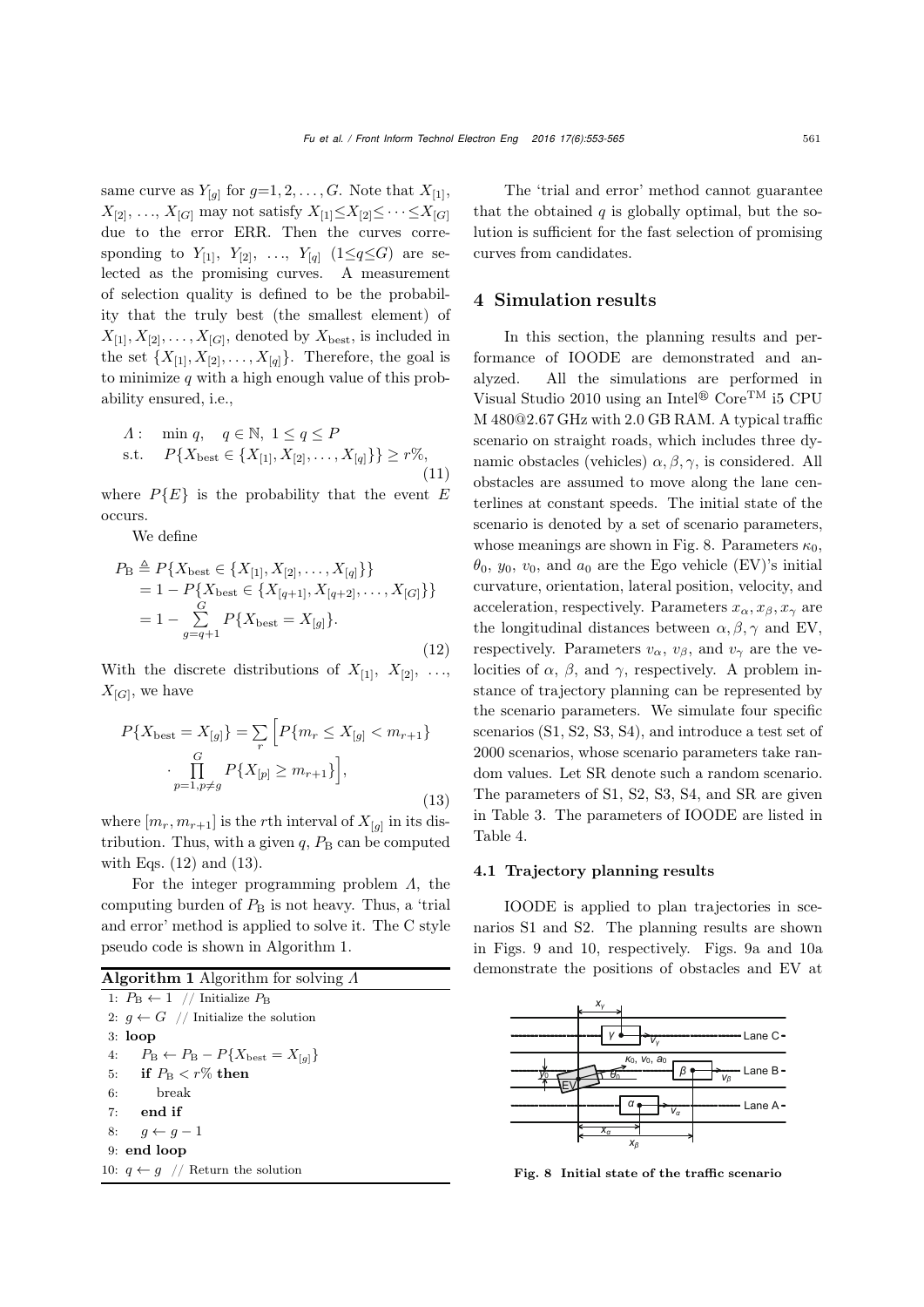same curve as $Y_{[g]}$ for $g$=1, 2, ..., $G$. Note that $X_{[1]}$, $X_{[2]}$, ..., $X_{[G]}$ may not satisfy $X_{[1]} \leq X_{[2]} \leq \cdots \leq X_{[G]}$ due to the error ERR. Then the curves corresponding to $Y_{[1]}$, $Y_{[2]}$, ..., $Y_{[q]}$ ($1 \leq q \leq G$) are selected as the promising curves. A measurement of selection quality is defined to be the probability that the truly best (the smallest element) of $X_{[1]}, X_{[2]}, \ldots, X_{[G]}$, denoted by $X_{\text{best}}$, is included in the set $\{X_{[1]}, X_{[2]}, \ldots, X_{[q]}\}$. Therefore, the goal is to minimize $q$ with a high enough value of this probability ensured, i.e.,

$$
\begin{aligned}
\Lambda: \quad & \min q, \quad q \in \mathbb{N},\ 1 \leq q \leq P \\
\text{s.t.} \quad & P\{X_{\text{best}} \in \{X_{[1]}, X_{[2]}, \ldots, X_{[q]}\}\} \geq r\%,
\end{aligned}
\tag{11}
$$

where $P\{E\}$ is the probability that the event $E$ occurs.

We define

$$
\begin{aligned}
P_{\text{B}} &\triangleq P\{X_{\text{best}} \in \{X_{[1]}, X_{[2]}, \ldots, X_{[q]}\}\} \\
&= 1 - P\{X_{\text{best}} \in \{X_{[q+1]}, X_{[q+2]}, \ldots, X_{[G]}\}\} \\
&= 1 - \sum_{g=q+1}^{G} P\{X_{\text{best}} = X_{[g]}\}.
\end{aligned}
\tag{12}
$$

With the discrete distributions of $X_{[1]}$, $X_{[2]}$, ..., $X_{[G]}$, we have

$$
\begin{aligned}
P\{X_{\text{best}} = X_{[g]}\} = \sum_{r} \Big[ & P\{m_r \leq X_{[g]} < m_{r+1}\} \\
& \cdot \prod_{p=1, p \neq g}^{G} P\{X_{[p]} \geq m_{r+1}\} \Big],
\end{aligned}
\tag{13}
$$

where $[m_r, m_{r+1}]$ is the $r$th interval of $X_{[g]}$ in its distribution. Thus, with a given $q$, $P_{\text{B}}$ can be computed with Eqs. (12) and (13).

For the integer programming problem $\Lambda$, the computing burden of $P_{\text{B}}$ is not heavy. Thus, a 'trial and error' method is applied to solve it. The C style pseudo code is shown in Algorithm 1.

**Algorithm 1** Algorithm for solving $\Lambda$

```
1: P_B ← 1  // Initialize P_B
2: g ← G  // Initialize the solution
3: loop
4:     P_B ← P_B − P{X_best = X_[g]}
5:     if P_B < r% then
6:         break
7:     end if
8:     g ← g − 1
9: end loop
10: q ← g  // Return the solution
```

The 'trial and error' method cannot guarantee that the obtained $q$ is globally optimal, but the solution is sufficient for the fast selection of promising curves from candidates.

## 4 Simulation results

In this section, the planning results and performance of IOODE are demonstrated and analyzed. All the simulations are performed in Visual Studio 2010 using an Intel® Core$^{\text{TM}}$ i5 CPU M 480@2.67 GHz with 2.0 GB RAM. A typical traffic scenario on straight roads, which includes three dynamic obstacles (vehicles) $\alpha, \beta, \gamma$, is considered. All obstacles are assumed to move along the lane centerlines at constant speeds. The initial state of the scenario is denoted by a set of scenario parameters, whose meanings are shown in Fig. 8. Parameters $\kappa_0$, $\theta_0$, $y_0$, $v_0$, and $a_0$ are the Ego vehicle (EV)'s initial curvature, orientation, lateral position, velocity, and acceleration, respectively. Parameters $x_\alpha, x_\beta, x_\gamma$ are the longitudinal distances between $\alpha, \beta, \gamma$ and EV, respectively. Parameters $v_\alpha$, $v_\beta$, and $v_\gamma$ are the velocities of $\alpha$, $\beta$, and $\gamma$, respectively. A problem instance of trajectory planning can be represented by the scenario parameters. We simulate four specific scenarios (S1, S2, S3, S4), and introduce a test set of 2000 scenarios, whose scenario parameters take random values. Let SR denote such a random scenario. The parameters of S1, S2, S3, S4, and SR are given in Table 3. The parameters of IOODE are listed in Table 4.

### 4.1 Trajectory planning results

IOODE is applied to plan trajectories in scenarios S1 and S2. The planning results are shown in Figs. 9 and 10, respectively. Figs. 9a and 10a demonstrate the positions of obstacles and EV at

**Fig. 8 Initial state of the traffic scenario**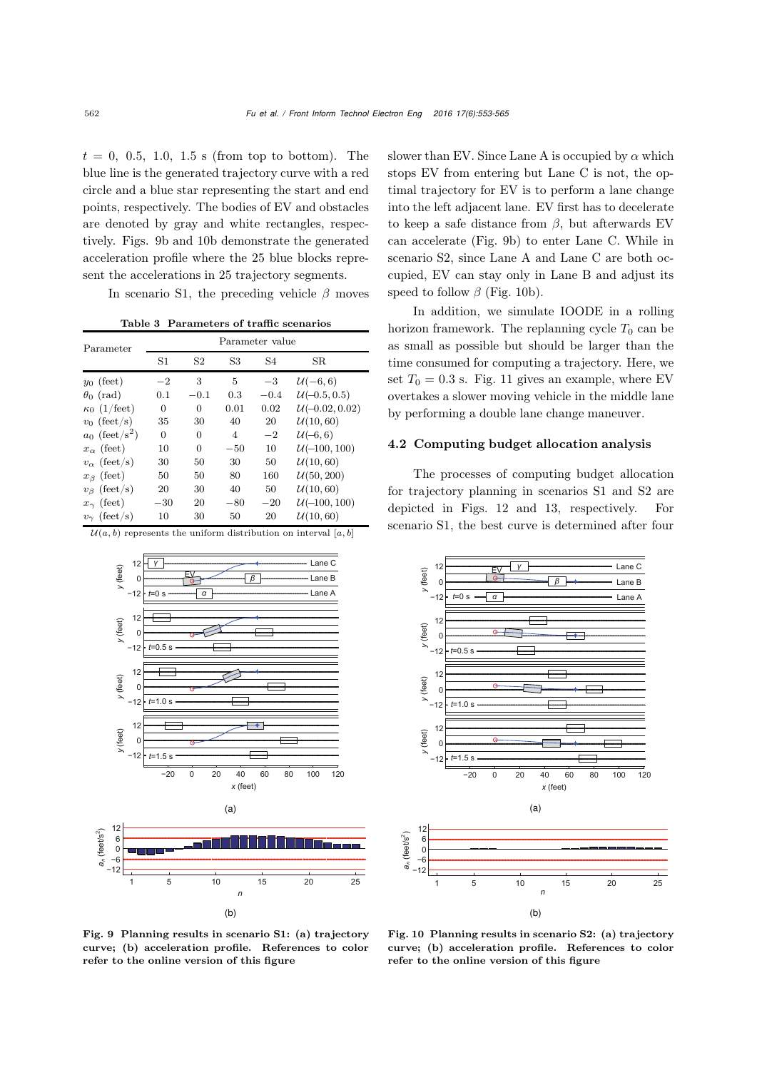$t = 0$, 0.5, 1.0, 1.5 s (from top to bottom). The blue line is the generated trajectory curve with a red circle and a blue star representing the start and end points, respectively. The bodies of EV and obstacles are denoted by gray and white rectangles, respectively. Figs. 9b and 10b demonstrate the generated acceleration profile where the 25 blue blocks represent the accelerations in 25 trajectory segments.

In scenario S1, the preceding vehicle $\beta$ moves slower than EV. Since Lane A is occupied by $\alpha$ which stops EV from entering but Lane C is not, the optimal trajectory for EV is to perform a lane change into the left adjacent lane. EV first has to decelerate to keep a safe distance from $\beta$, but afterwards EV can accelerate (Fig. 9b) to enter Lane C. While in scenario S2, since Lane A and Lane C are both occupied, EV can stay only in Lane B and adjust its speed to follow $\beta$ (Fig. 10b).

**Table 3 Parameters of traffic scenarios**

| Parameter | Parameter value | | | | |
|---|---|---|---|---|---|
| | S1 | S2 | S3 | S4 | SR |
| $y_0$ (feet) | $-2$ | 3 | 5 | $-3$ | $\mathcal{U}(-6, 6)$ |
| $\theta_0$ (rad) | 0.1 | $-0.1$ | 0.3 | $-0.4$ | $\mathcal{U}(-0.5, 0.5)$ |
| $\kappa_0$ (1/feet) | 0 | 0 | 0.01 | 0.02 | $\mathcal{U}(-0.02, 0.02)$ |
| $v_0$ (feet/s) | 35 | 30 | 40 | 20 | $\mathcal{U}(10, 60)$ |
| $a_0$ (feet/s$^2$) | 0 | 0 | 4 | $-2$ | $\mathcal{U}(-6, 6)$ |
| $x_\alpha$ (feet) | 10 | 0 | $-50$ | 10 | $\mathcal{U}(-100, 100)$ |
| $v_\alpha$ (feet/s) | 30 | 50 | 30 | 50 | $\mathcal{U}(10, 60)$ |
| $x_\beta$ (feet) | 50 | 50 | 80 | 160 | $\mathcal{U}(50, 200)$ |
| $v_\beta$ (feet/s) | 20 | 30 | 40 | 50 | $\mathcal{U}(10, 60)$ |
| $x_\gamma$ (feet) | $-30$ | 20 | $-80$ | $-20$ | $\mathcal{U}(-100, 100)$ |
| $v_\gamma$ (feet/s) | 10 | 30 | 50 | 20 | $\mathcal{U}(10, 60)$ |

$\mathcal{U}(a, b)$ represents the uniform distribution on interval $[a, b]$

Fig. 9 Planning results in scenario S1: (a) trajectory curve; (b) acceleration profile. References to color refer to the online version of this figure

Fig. 10 Planning results in scenario S2: (a) trajectory curve; (b) acceleration profile. References to color refer to the online version of this figure

In addition, we simulate IOODE in a rolling horizon framework. The replanning cycle $T_0$ can be as small as possible but should be larger than the time consumed for computing a trajectory. Here, we set $T_0 = 0.3$ s. Fig. 11 gives an example, where EV overtakes a slower moving vehicle in the middle lane by performing a double lane change maneuver.

### 4.2 Computing budget allocation analysis

The processes of computing budget allocation for trajectory planning in scenarios S1 and S2 are depicted in Figs. 12 and 13, respectively. For scenario S1, the best curve is determined after four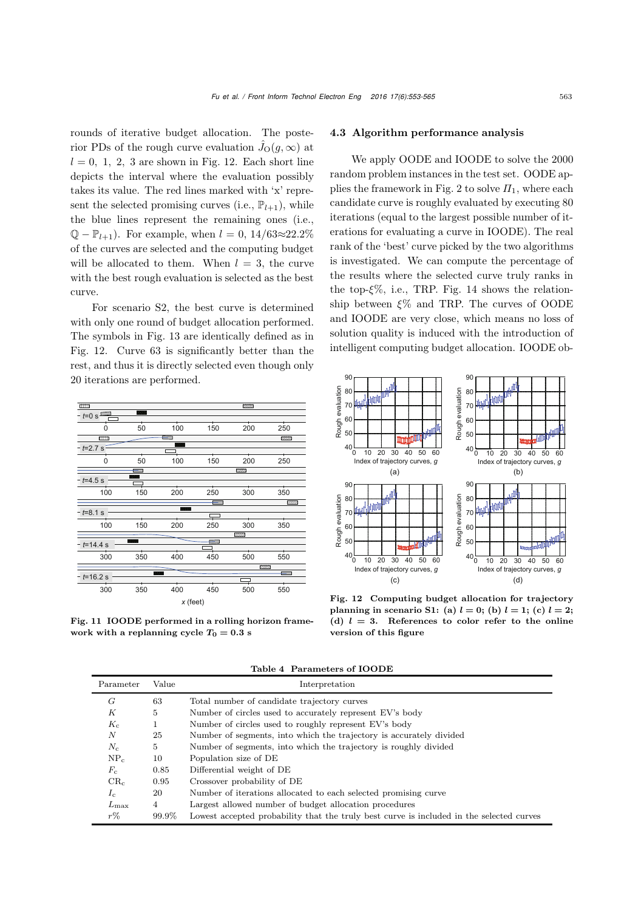rounds of iterative budget allocation. The posterior PDs of the rough curve evaluation $\hat{J}_{\mathrm{O}}(g,\infty)$ at $l=0,\ 1,\ 2,\ 3$ are shown in Fig. 12. Each short line depicts the interval where the evaluation possibly takes its value. The red lines marked with 'x' represent the selected promising curves (i.e., $\mathbb{P}_{l+1}$), while the blue lines represent the remaining ones (i.e., $\mathbb{Q}-\mathbb{P}_{l+1}$). For example, when $l=0$, $14/63\approx22.2\%$ of the curves are selected and the computing budget will be allocated to them. When $l=3$, the curve with the best rough evaluation is selected as the best curve.

For scenario S2, the best curve is determined with only one round of budget allocation performed. The symbols in Fig. 13 are identically defined as in Fig. 12. Curve 63 is significantly better than the rest, and thus it is directly selected even though only 20 iterations are performed.

**Fig. 11 IOODE performed in a rolling horizon framework with a replanning cycle $T_0=0.3$ s**

### 4.3 Algorithm performance analysis

We apply OODE and IOODE to solve the 2000 random problem instances in the test set. OODE applies the framework in Fig. 2 to solve $\Pi_1$, where each candidate curve is roughly evaluated by executing 80 iterations (equal to the largest possible number of iterations for evaluating a curve in IOODE). The real rank of the 'best' curve picked by the two algorithms is investigated. We can compute the percentage of the results where the selected curve truly ranks in the top-$\xi\%$, i.e., TRP. Fig. 14 shows the relationship between $\xi\%$ and TRP. The curves of OODE and IOODE are very close, which means no loss of solution quality is induced with the introduction of intelligent computing budget allocation. IOODE ob-

**Fig. 12 Computing budget allocation for trajectory planning in scenario S1: (a) $l=0$; (b) $l=1$; (c) $l=2$; (d) $l=3$. References to color refer to the online version of this figure**

**Table 4 Parameters of IOODE**

| Parameter | Value | Interpretation |
|---|---|---|
| $G$ | 63 | Total number of candidate trajectory curves |
| $K$ | 5 | Number of circles used to accurately represent EV's body |
| $K_{\mathrm{c}}$ | 1 | Number of circles used to roughly represent EV's body |
| $N$ | 25 | Number of segments, into which the trajectory is accurately divided |
| $N_{\mathrm{c}}$ | 5 | Number of segments, into which the trajectory is roughly divided |
| $\mathrm{NP}_{\mathrm{c}}$ | 10 | Population size of DE |
| $F_{\mathrm{c}}$ | 0.85 | Differential weight of DE |
| $\mathrm{CR}_{\mathrm{c}}$ | 0.95 | Crossover probability of DE |
| $I_{\mathrm{c}}$ | 20 | Number of iterations allocated to each selected promising curve |
| $L_{\max}$ | 4 | Largest allowed number of budget allocation procedures |
| $r\%$ | 99.9% | Lowest accepted probability that the truly best curve is included in the selected curves |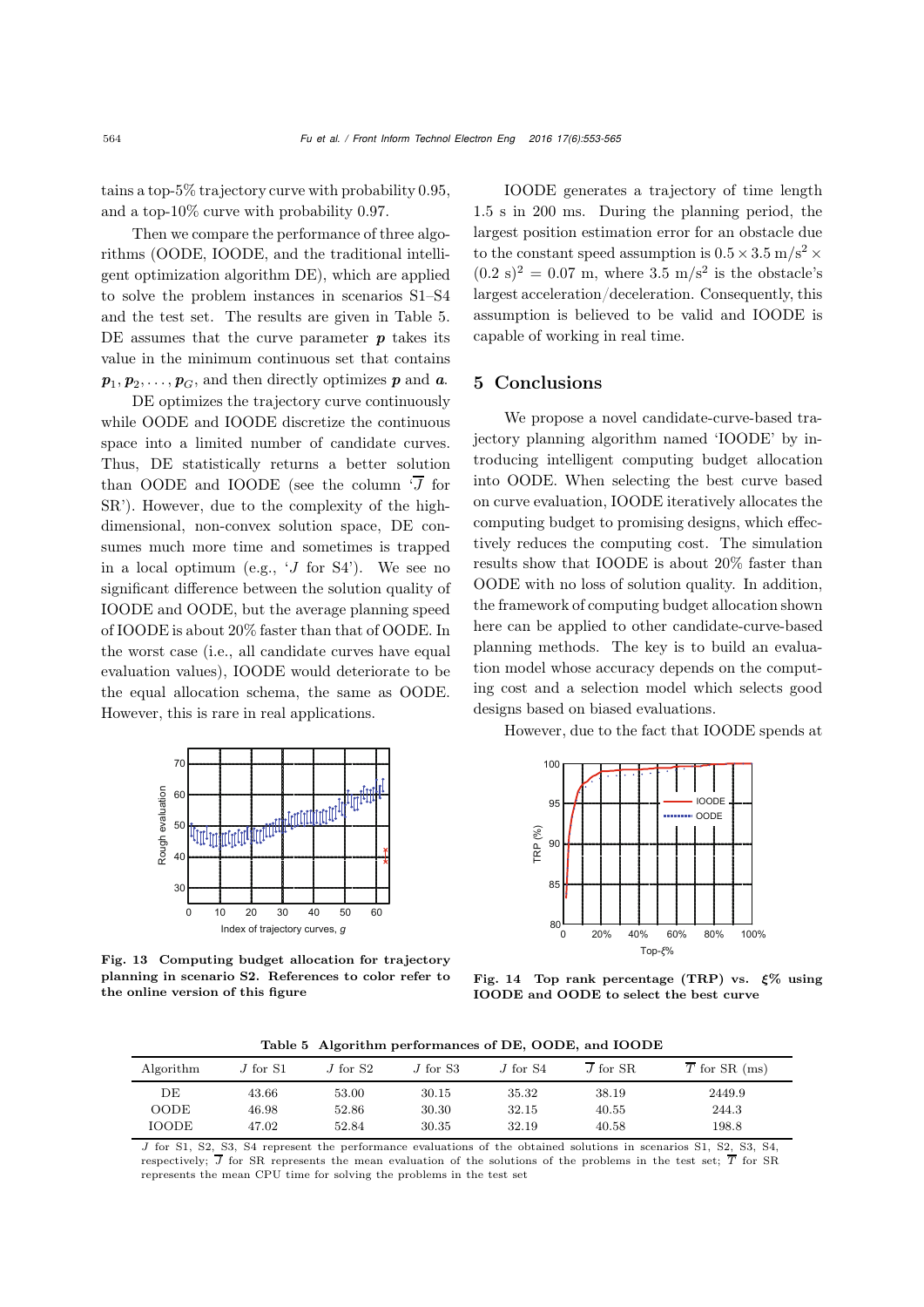tains a top-5% trajectory curve with probability 0.95, and a top-10% curve with probability 0.97.

Then we compare the performance of three algorithms (OODE, IOODE, and the traditional intelligent optimization algorithm DE), which are applied to solve the problem instances in scenarios S1–S4 and the test set. The results are given in Table 5. DE assumes that the curve parameter $\boldsymbol{p}$ takes its value in the minimum continuous set that contains $\boldsymbol{p}_1, \boldsymbol{p}_2, \ldots, \boldsymbol{p}_G$, and then directly optimizes $\boldsymbol{p}$ and $\boldsymbol{a}$.

DE optimizes the trajectory curve continuously while OODE and IOODE discretize the continuous space into a limited number of candidate curves. Thus, DE statistically returns a better solution than OODE and IOODE (see the column '$\overline{J}$ for SR'). However, due to the complexity of the high-dimensional, non-convex solution space, DE consumes much more time and sometimes is trapped in a local optimum (e.g., '$J$ for S4'). We see no significant difference between the solution quality of IOODE and OODE, but the average planning speed of IOODE is about 20% faster than that of OODE. In the worst case (i.e., all candidate curves have equal evaluation values), IOODE would deteriorate to be the equal allocation schema, the same as OODE. However, this is rare in real applications.

Fig. 13 Computing budget allocation for trajectory planning in scenario S2. References to color refer to the online version of this figure

IOODE generates a trajectory of time length 1.5 s in 200 ms. During the planning period, the largest position estimation error for an obstacle due to the constant speed assumption is $0.5 \times 3.5\ \mathrm{m/s^2} \times (0.2\ \mathrm{s})^2 = 0.07\ \mathrm{m}$, where $3.5\ \mathrm{m/s^2}$ is the obstacle's largest acceleration/deceleration. Consequently, this assumption is believed to be valid and IOODE is capable of working in real time.

## 5 Conclusions

We propose a novel candidate-curve-based trajectory planning algorithm named 'IOODE' by introducing intelligent computing budget allocation into OODE. When selecting the best curve based on curve evaluation, IOODE iteratively allocates the computing budget to promising designs, which effectively reduces the computing cost. The simulation results show that IOODE is about 20% faster than OODE with no loss of solution quality. In addition, the framework of computing budget allocation shown here can be applied to other candidate-curve-based planning methods. The key is to build an evaluation model whose accuracy depends on the computing cost and a selection model which selects good designs based on biased evaluations.

However, due to the fact that IOODE spends at

Fig. 14 Top rank percentage (TRP) vs. $\xi$% using IOODE and OODE to select the best curve

**Table 5 Algorithm performances of DE, OODE, and IOODE**

| Algorithm | $J$ for S1 | $J$ for S2 | $J$ for S3 | $J$ for S4 | $\overline{J}$ for SR | $\overline{T}$ for SR (ms) |
|---|---|---|---|---|---|---|
| DE | 43.66 | 53.00 | 30.15 | 35.32 | 38.19 | 2449.9 |
| OODE | 46.98 | 52.86 | 30.30 | 32.15 | 40.55 | 244.3 |
| IOODE | 47.02 | 52.84 | 30.35 | 32.19 | 40.58 | 198.8 |

$J$ for S1, S2, S3, S4 represent the performance evaluations of the obtained solutions in scenarios S1, S2, S3, S4, respectively; $\overline{J}$ for SR represents the mean evaluation of the solutions of the problems in the test set; $\overline{T}$ for SR represents the mean CPU time for solving the problems in the test set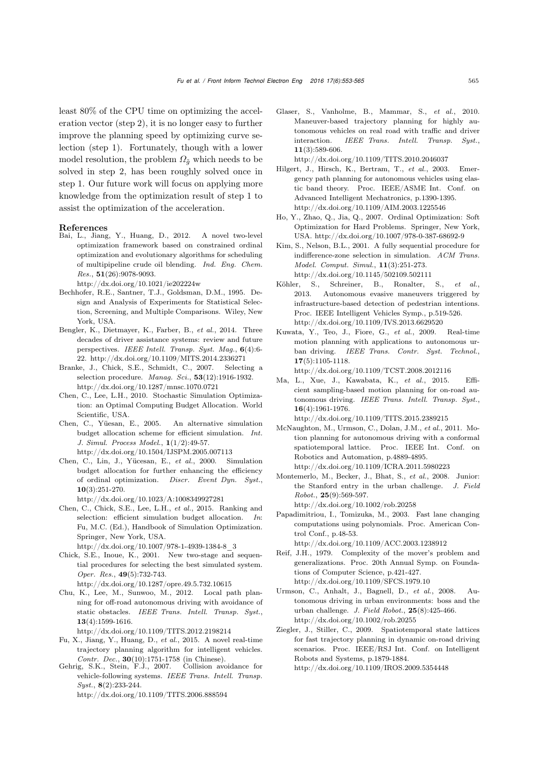least 80% of the CPU time on optimizing the acceleration vector (step 2), it is no longer easy to further improve the planning speed by optimizing curve selection (step 1). Fortunately, though with a lower model resolution, the problem $\Omega_{\tilde{g}}$ which needs to be solved in step 2, has been roughly solved once in step 1. Our future work will focus on applying more knowledge from the optimization result of step 1 to assist the optimization of the acceleration.

## References

Bai, L., Jiang, Y., Huang, D., 2012. A novel two-level optimization framework based on constrained ordinal optimization and evolutionary algorithms for scheduling of multipipeline crude oil blending. *Ind. Eng. Chem. Res.*, **51**(26):9078-9093. http://dx.doi.org/10.1021/ie202224w

Bechhofer, R.E., Santner, T.J., Goldsman, D.M., 1995. Design and Analysis of Experiments for Statistical Selection, Screening, and Multiple Comparisons. Wiley, New York, USA.

Bengler, K., Dietmayer, K., Farber, B., *et al.*, 2014. Three decades of driver assistance systems: review and future perspectives. *IEEE Intell. Transp. Syst. Mag.*, **6**(4):6-22. http://dx.doi.org/10.1109/MITS.2014.2336271

Branke, J., Chick, S.E., Schmidt, C., 2007. Selecting a selection procedure. *Manag. Sci.*, **53**(12):1916-1932. http://dx.doi.org/10.1287/mnsc.1070.0721

Chen, C., Lee, L.H., 2010. Stochastic Simulation Optimization: an Optimal Computing Budget Allocation. World Scientific, USA.

Chen, C., Yüesan, E., 2005. An alternative simulation budget allocation scheme for efficient simulation. *Int. J. Simul. Process Model.*, **1**(1/2):49-57. http://dx.doi.org/10.1504/IJSPM.2005.007113

Chen, C., Lin, J., Yücesan, E., *et al.*, 2000. Simulation budget allocation for further enhancing the efficiency of ordinal optimization. *Discr. Event Dyn. Syst.*, **10**(3):251-270. http://dx.doi.org/10.1023/A:1008349927281

Chen, C., Chick, S.E., Lee, L.H., *et al.*, 2015. Ranking and selection: efficient simulation budget allocation. *In*: Fu, M.C. (Ed.), Handbook of Simulation Optimization. Springer, New York, USA. http://dx.doi.org/10.1007/978-1-4939-1384-8_3

Chick, S.E., Inoue, K., 2001. New two-stage and sequential procedures for selecting the best simulated system. *Oper. Res.*, **49**(5):732-743. http://dx.doi.org/10.1287/opre.49.5.732.10615

Chu, K., Lee, M., Sunwoo, M., 2012. Local path planning for off-road autonomous driving with avoidance of static obstacles. *IEEE Trans. Intell. Transp. Syst.*, **13**(4):1599-1616. http://dx.doi.org/10.1109/TITS.2012.2198214

Fu, X., Jiang, Y., Huang, D., *et al.*, 2015. A novel real-time trajectory planning algorithm for intelligent vehicles. *Contr. Dec.*, **30**(10):1751-1758 (in Chinese).

Gehrig, S.K., Stein, F.J., 2007. Collision avoidance for vehicle-following systems. *IEEE Trans. Intell. Transp. Syst.*, **8**(2):233-244. http://dx.doi.org/10.1109/TITS.2006.888594

Glaser, S., Vanholme, B., Mammar, S., *et al.*, 2010. Maneuver-based trajectory planning for highly autonomous vehicles on real road with traffic and driver interaction. *IEEE Trans. Intell. Transp. Syst.*, **11**(3):589-606. http://dx.doi.org/10.1109/TITS.2010.2046037

Hilgert, J., Hirsch, K., Bertram, T., *et al.*, 2003. Emergency path planning for autonomous vehicles using elastic band theory. Proc. IEEE/ASME Int. Conf. on Advanced Intelligent Mechatronics, p.1390-1395. http://dx.doi.org/10.1109/AIM.2003.1225546

Ho, Y., Zhao, Q., Jia, Q., 2007. Ordinal Optimization: Soft Optimization for Hard Problems. Springer, New York, USA. http://dx.doi.org/10.1007/978-0-387-68692-9

Kim, S., Nelson, B.L., 2001. A fully sequential procedure for indifference-zone selection in simulation. *ACM Trans. Model. Comput. Simul.*, **11**(3):251-273. http://dx.doi.org/10.1145/502109.502111

Köhler, S., Schreiner, B., Ronalter, S., *et al.*, 2013. Autonomous evasive maneuvers triggered by infrastructure-based detection of pedestrian intentions. Proc. IEEE Intelligent Vehicles Symp., p.519-526. http://dx.doi.org/10.1109/IVS.2013.6629520

Kuwata, Y., Teo, J., Fiore, G., *et al.*, 2009. Real-time motion planning with applications to autonomous urban driving. *IEEE Trans. Contr. Syst. Technol.*, **17**(5):1105-1118. http://dx.doi.org/10.1109/TCST.2008.2012116

Ma, L., Xue, J., Kawabata, K., *et al.*, 2015. Efficient sampling-based motion planning for on-road autonomous driving. *IEEE Trans. Intell. Transp. Syst.*, **16**(4):1961-1976. http://dx.doi.org/10.1109/TITS.2015.2389215

McNaughton, M., Urmson, C., Dolan, J.M., *et al.*, 2011. Motion planning for autonomous driving with a conformal spatiotemporal lattice. Proc. IEEE Int. Conf. on Robotics and Automation, p.4889-4895. http://dx.doi.org/10.1109/ICRA.2011.5980223

Montemerlo, M., Becker, J., Bhat, S., *et al.*, 2008. Junior: the Stanford entry in the urban challenge. *J. Field Robot.*, **25**(9):569-597. http://dx.doi.org/10.1002/rob.20258

Papadimitriou, I., Tomizuka, M., 2003. Fast lane changing computations using polynomials. Proc. American Control Conf., p.48-53. http://dx.doi.org/10.1109/ACC.2003.1238912

Reif, J.H., 1979. Complexity of the mover's problem and generalizations. Proc. 20th Annual Symp. on Foundations of Computer Science, p.421-427. http://dx.doi.org/10.1109/SFCS.1979.10

Urmson, C., Anhalt, J., Bagnell, D., *et al.*, 2008. Autonomous driving in urban environments: boss and the urban challenge. *J. Field Robot.*, **25**(8):425-466. http://dx.doi.org/10.1002/rob.20255

Ziegler, J., Stiller, C., 2009. Spatiotemporal state lattices for fast trajectory planning in dynamic on-road driving scenarios. Proc. IEEE/RSJ Int. Conf. on Intelligent Robots and Systems, p.1879-1884. http://dx.doi.org/10.1109/IROS.2009.5354448